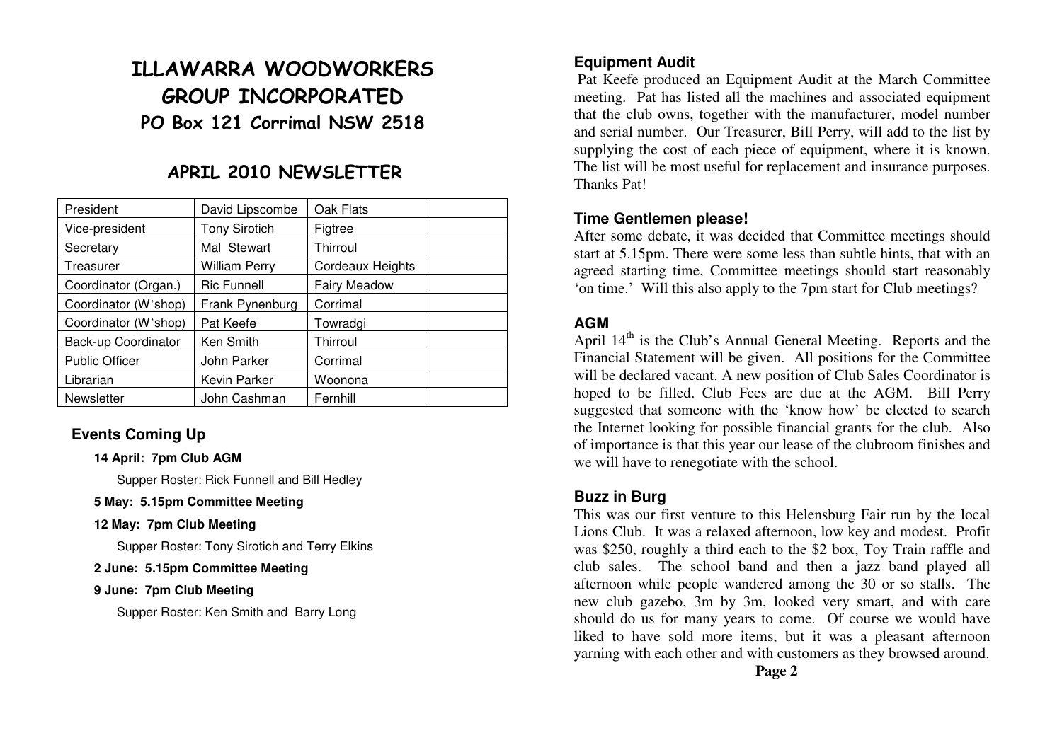# ILLAWARRA WOODWORKERS GROUP INCORPORATED

## PO Box 121 Corrimal NSW 2518

## APRIL 2010 NEWSLETTER

| President | David Lipscombe | Oak Flats | |
|---|---|---|---|
| Vice-president | Tony Sirotich | Figtree | |
| Secretary | Mal Stewart | Thirroul | |
| Treasurer | William Perry | Cordeaux Heights | |
| Coordinator (Organ.) | Ric Funnell | Fairy Meadow | |
| Coordinator (W'shop) | Frank Pynenburg | Corrimal | |
| Coordinator (W'shop) | Pat Keefe | Towradgi | |
| Back-up Coordinator | Ken Smith | Thirroul | |
| Public Officer | John Parker | Corrimal | |
| Librarian | Kevin Parker | Woonona | |
| Newsletter | John Cashman | Fernhill | |

### Events Coming Up

**14 April: 7pm Club AGM**

Supper Roster: Rick Funnell and Bill Hedley

**5 May: 5.15pm Committee Meeting**

**12 May: 7pm Club Meeting**

Supper Roster: Tony Sirotich and Terry Elkins

**2 June: 5.15pm Committee Meeting**

**9 June: 7pm Club Meeting**

Supper Roster: Ken Smith and Barry Long

### Equipment Audit

Pat Keefe produced an Equipment Audit at the March Committee meeting. Pat has listed all the machines and associated equipment that the club owns, together with the manufacturer, model number and serial number. Our Treasurer, Bill Perry, will add to the list by supplying the cost of each piece of equipment, where it is known. The list will be most useful for replacement and insurance purposes. Thanks Pat!

### Time Gentlemen please!

After some debate, it was decided that Committee meetings should start at 5.15pm. There were some less than subtle hints, that with an agreed starting time, Committee meetings should start reasonably 'on time.' Will this also apply to the 7pm start for Club meetings?

### AGM

April 14th is the Club's Annual General Meeting. Reports and the Financial Statement will be given. All positions for the Committee will be declared vacant. A new position of Club Sales Coordinator is hoped to be filled. Club Fees are due at the AGM. Bill Perry suggested that someone with the 'know how' be elected to search the Internet looking for possible financial grants for the club. Also of importance is that this year our lease of the clubroom finishes and we will have to renegotiate with the school.

### Buzz in Burg

This was our first venture to this Helensburg Fair run by the local Lions Club. It was a relaxed afternoon, low key and modest. Profit was $250, roughly a third each to the $2 box, Toy Train raffle and club sales. The school band and then a jazz band played all afternoon while people wandered among the 30 or so stalls. The new club gazebo, 3m by 3m, looked very smart, and with care should do us for many years to come. Of course we would have liked to have sold more items, but it was a pleasant afternoon yarning with each other and with customers as they browsed around.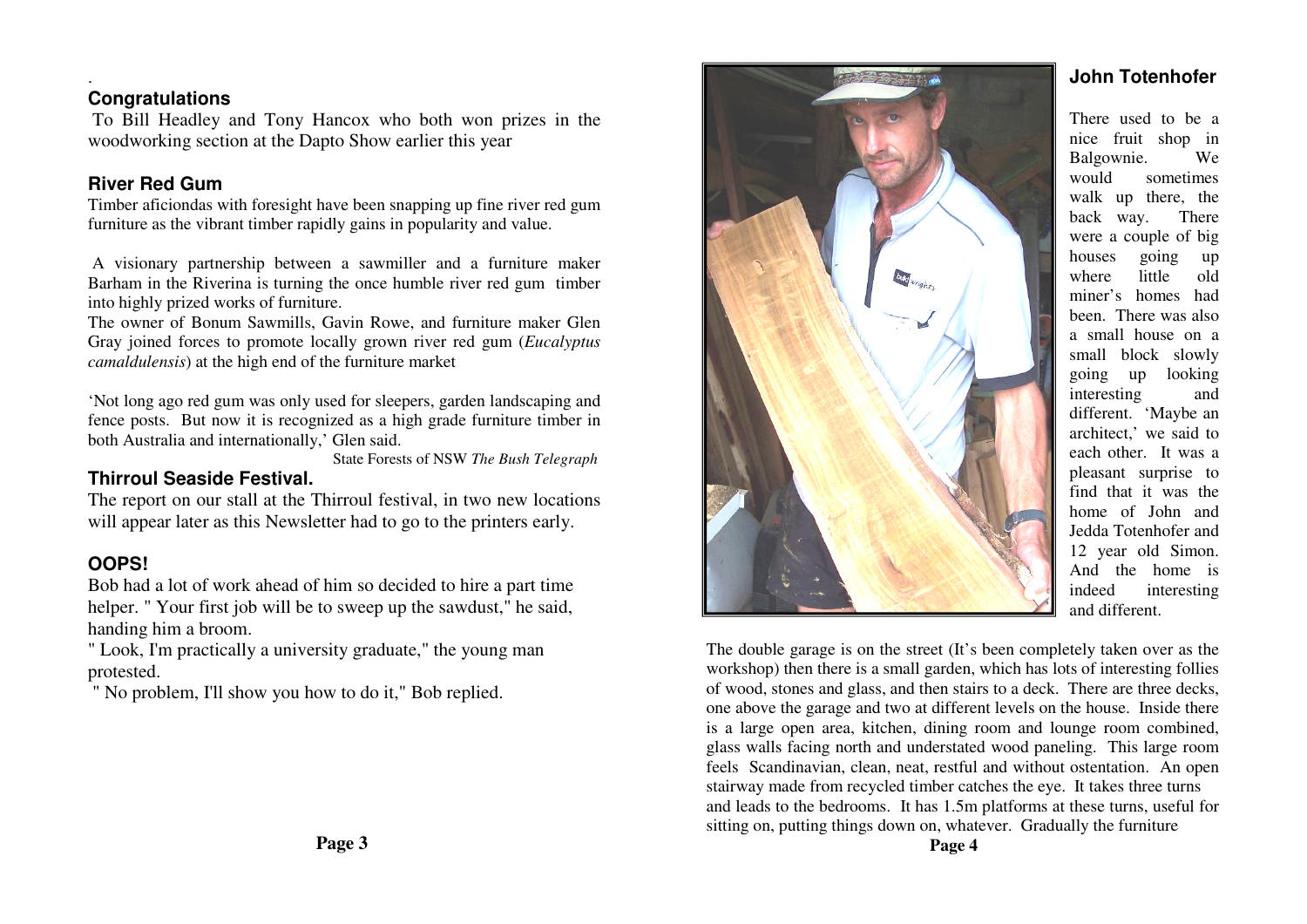## Congratulations

To Bill Headley and Tony Hancox who both won prizes in the woodworking section at the Dapto Show earlier this year

## River Red Gum

Timber aficiondas with foresight have been snapping up fine river red gum furniture as the vibrant timber rapidly gains in popularity and value.

A visionary partnership between a sawmiller and a furniture maker Barham in the Riverina is turning the once humble river red gum timber into highly prized works of furniture.

The owner of Bonum Sawmills, Gavin Rowe, and furniture maker Glen Gray joined forces to promote locally grown river red gum (*Eucalyptus camaldulensis*) at the high end of the furniture market

'Not long ago red gum was only used for sleepers, garden landscaping and fence posts. But now it is recognized as a high grade furniture timber in both Australia and internationally,' Glen said.

State Forests of NSW *The Bush Telegraph*

## Thirroul Seaside Festival.

The report on our stall at the Thirroul festival, in two new locations will appear later as this Newsletter had to go to the printers early.

## OOPS!

Bob had a lot of work ahead of him so decided to hire a part time helper. " Your first job will be to sweep up the sawdust," he said, handing him a broom.

" Look, I'm practically a university graduate," the young man protested.

" No problem, I'll show you how to do it," Bob replied.

## John Totenhofer

There used to be a nice fruit shop in Balgownie. We would sometimes walk up there, the back way. There were a couple of big houses going up where little old miner's homes had been. There was also a small house on a small block slowly going up looking interesting and different. 'Maybe an architect,' we said to each other. It was a pleasant surprise to find that it was the home of John and Jedda Totenhofer and 12 year old Simon. And the home is indeed interesting and different.

The double garage is on the street (It's been completely taken over as the workshop) then there is a small garden, which has lots of interesting follies of wood, stones and glass, and then stairs to a deck. There are three decks, one above the garage and two at different levels on the house. Inside there is a large open area, kitchen, dining room and lounge room combined, glass walls facing north and understated wood paneling. This large room feels Scandinavian, clean, neat, restful and without ostentation. An open stairway made from recycled timber catches the eye. It takes three turns and leads to the bedrooms. It has 1.5m platforms at these turns, useful for sitting on, putting things down on, whatever. Gradually the furniture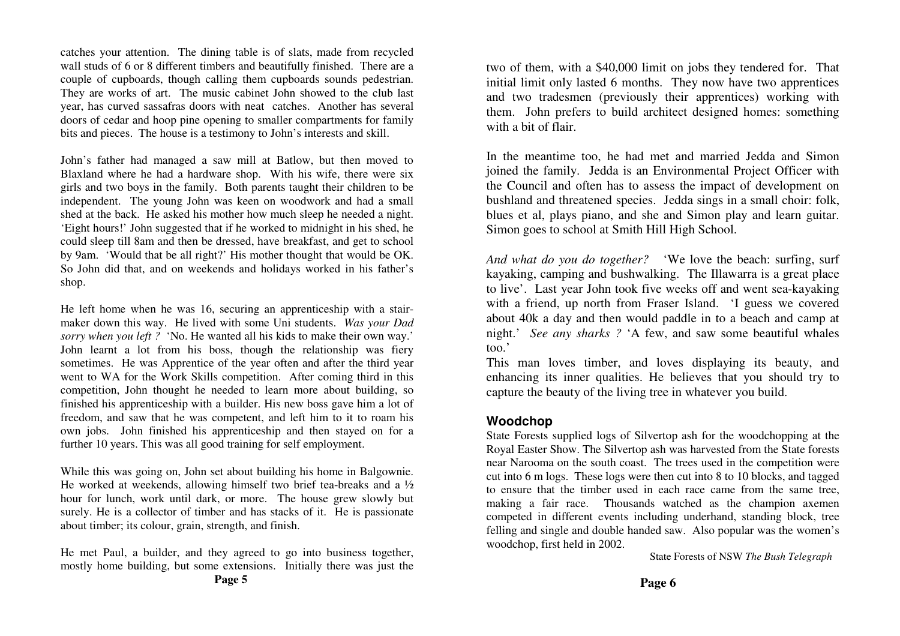catches your attention. The dining table is of slats, made from recycled wall studs of 6 or 8 different timbers and beautifully finished. There are a couple of cupboards, though calling them cupboards sounds pedestrian. They are works of art. The music cabinet John showed to the club last year, has curved sassafras doors with neat catches. Another has several doors of cedar and hoop pine opening to smaller compartments for family bits and pieces. The house is a testimony to John's interests and skill.

John's father had managed a saw mill at Batlow, but then moved to Blaxland where he had a hardware shop. With his wife, there were six girls and two boys in the family. Both parents taught their children to be independent. The young John was keen on woodwork and had a small shed at the back. He asked his mother how much sleep he needed a night. 'Eight hours!' John suggested that if he worked to midnight in his shed, he could sleep till 8am and then be dressed, have breakfast, and get to school by 9am. 'Would that be all right?' His mother thought that would be OK. So John did that, and on weekends and holidays worked in his father's shop.

He left home when he was 16, securing an apprenticeship with a stair-maker down this way. He lived with some Uni students. *Was your Dad sorry when you left ?* 'No. He wanted all his kids to make their own way.' John learnt a lot from his boss, though the relationship was fiery sometimes. He was Apprentice of the year often and after the third year went to WA for the Work Skills competition. After coming third in this competition, John thought he needed to learn more about building, so finished his apprenticeship with a builder. His new boss gave him a lot of freedom, and saw that he was competent, and left him to it to roam his own jobs. John finished his apprenticeship and then stayed on for a further 10 years. This was all good training for self employment.

While this was going on, John set about building his home in Balgownie. He worked at weekends, allowing himself two brief tea-breaks and a ½ hour for lunch, work until dark, or more. The house grew slowly but surely. He is a collector of timber and has stacks of it. He is passionate about timber; its colour, grain, strength, and finish.

He met Paul, a builder, and they agreed to go into business together, mostly home building, but some extensions. Initially there was just the two of them, with a $40,000 limit on jobs they tendered for. That initial limit only lasted 6 months. They now have two apprentices and two tradesmen (previously their apprentices) working with them. John prefers to build architect designed homes: something with a bit of flair.

In the meantime too, he had met and married Jedda and Simon joined the family. Jedda is an Environmental Project Officer with the Council and often has to assess the impact of development on bushland and threatened species. Jedda sings in a small choir: folk, blues et al, plays piano, and she and Simon play and learn guitar. Simon goes to school at Smith Hill High School.

*And what do you do together?* 'We love the beach: surfing, surf kayaking, camping and bushwalking. The Illawarra is a great place to live'. Last year John took five weeks off and went sea-kayaking with a friend, up north from Fraser Island. 'I guess we covered about 40k a day and then would paddle in to a beach and camp at night.' *See any sharks ?* 'A few, and saw some beautiful whales too.'

This man loves timber, and loves displaying its beauty, and enhancing its inner qualities. He believes that you should try to capture the beauty of the living tree in whatever you build.

## Woodchop

State Forests supplied logs of Silvertop ash for the woodchopping at the Royal Easter Show. The Silvertop ash was harvested from the State forests near Narooma on the south coast. The trees used in the competition were cut into 6 m logs. These logs were then cut into 8 to 10 blocks, and tagged to ensure that the timber used in each race came from the same tree, making a fair race. Thousands watched as the champion axemen competed in different events including underhand, standing block, tree felling and single and double handed saw. Also popular was the women's woodchop, first held in 2002.

State Forests of NSW *The Bush Telegraph*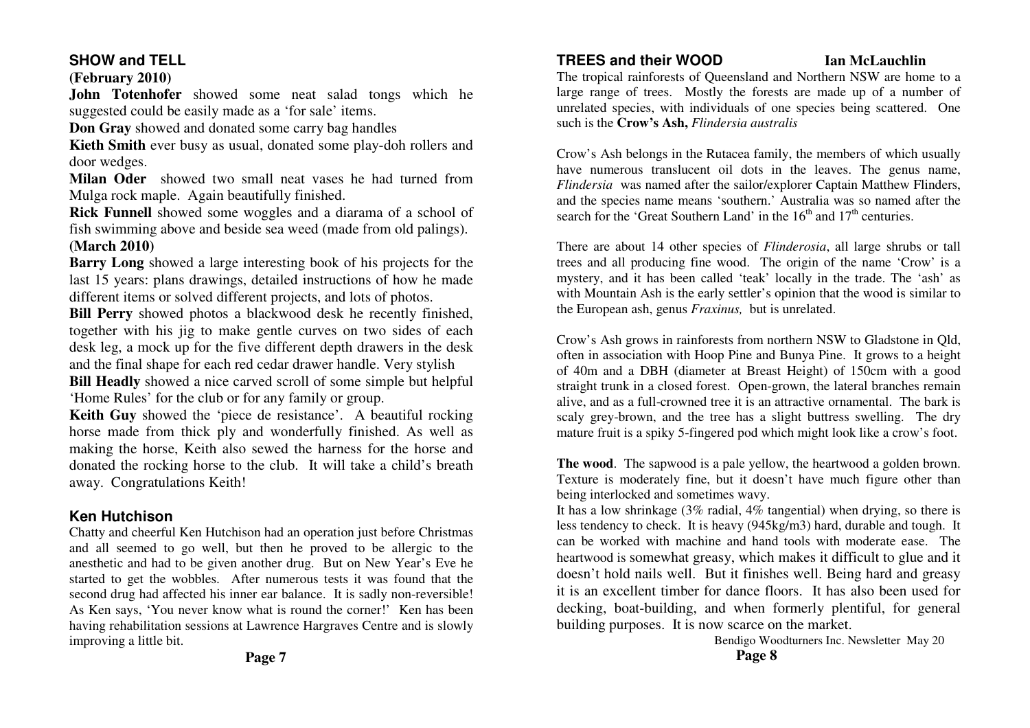## SHOW and TELL

**(February 2010)**

**John Totenhofer** showed some neat salad tongs which he suggested could be easily made as a 'for sale' items.

**Don Gray** showed and donated some carry bag handles

**Kieth Smith** ever busy as usual, donated some play-doh rollers and door wedges.

**Milan Oder** showed two small neat vases he had turned from Mulga rock maple. Again beautifully finished.

**Rick Funnell** showed some woggles and a diarama of a school of fish swimming above and beside sea weed (made from old palings).

**(March 2010)**

**Barry Long** showed a large interesting book of his projects for the last 15 years: plans drawings, detailed instructions of how he made different items or solved different projects, and lots of photos.

**Bill Perry** showed photos a blackwood desk he recently finished, together with his jig to make gentle curves on two sides of each desk leg, a mock up for the five different depth drawers in the desk and the final shape for each red cedar drawer handle. Very stylish

**Bill Headly** showed a nice carved scroll of some simple but helpful 'Home Rules' for the club or for any family or group.

**Keith Guy** showed the 'piece de resistance'. A beautiful rocking horse made from thick ply and wonderfully finished. As well as making the horse, Keith also sewed the harness for the horse and donated the rocking horse to the club. It will take a child's breath away. Congratulations Keith!

## Ken Hutchison

Chatty and cheerful Ken Hutchison had an operation just before Christmas and all seemed to go well, but then he proved to be allergic to the anesthetic and had to be given another drug. But on New Year's Eve he started to get the wobbles. After numerous tests it was found that the second drug had affected his inner ear balance. It is sadly non-reversible! As Ken says, 'You never know what is round the corner!' Ken has been having rehabilitation sessions at Lawrence Hargraves Centre and is slowly improving a little bit.

## TREES and their WOOD — Ian McLauchlin

The tropical rainforests of Queensland and Northern NSW are home to a large range of trees. Mostly the forests are made up of a number of unrelated species, with individuals of one species being scattered. One such is the **Crow's Ash,** *Flindersia australis*

Crow's Ash belongs in the Rutacea family, the members of which usually have numerous translucent oil dots in the leaves. The genus name, *Flindersia* was named after the sailor/explorer Captain Matthew Flinders, and the species name means 'southern.' Australia was so named after the search for the 'Great Southern Land' in the 16th and 17th centuries.

There are about 14 other species of *Flinderosia*, all large shrubs or tall trees and all producing fine wood. The origin of the name 'Crow' is a mystery, and it has been called 'teak' locally in the trade. The 'ash' as with Mountain Ash is the early settler's opinion that the wood is similar to the European ash, genus *Fraxinus,* but is unrelated.

Crow's Ash grows in rainforests from northern NSW to Gladstone in Qld, often in association with Hoop Pine and Bunya Pine. It grows to a height of 40m and a DBH (diameter at Breast Height) of 150cm with a good straight trunk in a closed forest. Open-grown, the lateral branches remain alive, and as a full-crowned tree it is an attractive ornamental. The bark is scaly grey-brown, and the tree has a slight buttress swelling. The dry mature fruit is a spiky 5-fingered pod which might look like a crow's foot.

**The wood**. The sapwood is a pale yellow, the heartwood a golden brown. Texture is moderately fine, but it doesn't have much figure other than being interlocked and sometimes wavy.

It has a low shrinkage (3% radial, 4% tangential) when drying, so there is less tendency to check. It is heavy (945kg/m3) hard, durable and tough. It can be worked with machine and hand tools with moderate ease. The heartwood is somewhat greasy, which makes it difficult to glue and it doesn't hold nails well. But it finishes well. Being hard and greasy it is an excellent timber for dance floors. It has also been used for decking, boat-building, and when formerly plentiful, for general building purposes. It is now scarce on the market.